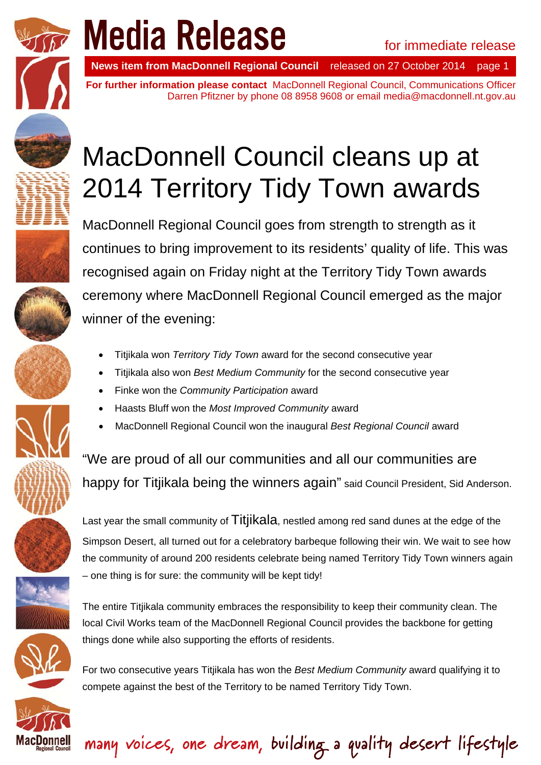# Media Release

for immediate release

**News item from MacDonnell Regional Council** released on 27 October 2014 page 1

**For further information please contact** MacDonnell Regional Council, Communications Officer Darren Pfitzner by phone 08 8958 9608 or email media@macdonnell.nt.gov.au

## MacDonnell Council cleans up at 2014 Territory Tidy Town awards

MacDonnell Regional Council goes from strength to strength as it continues to bring improvement to its residents' quality of life. This was recognised again on Friday night at the Territory Tidy Town awards ceremony where MacDonnell Regional Council emerged as the major winner of the evening:

- Titjikala won *Territory Tidy Town* award for the second consecutive year
- Titjikala also won *Best Medium Community* for the second consecutive year
- Finke won the *Community Participation* award
- Haasts Bluff won the *Most Improved Community* award
- MacDonnell Regional Council won the inaugural *Best Regional Council* award

"We are proud of all our communities and all our communities are happy for Titjikala being the winners again" said Council President, Sid Anderson.

Last year the small community of Titjikala, nestled among red sand dunes at the edge of the Simpson Desert, all turned out for a celebratory barbeque following their win. We wait to see how the community of around 200 residents celebrate being named Territory Tidy Town winners again – one thing is for sure: the community will be kept tidy!

The entire Titjikala community embraces the responsibility to keep their community clean. The local Civil Works team of the MacDonnell Regional Council provides the backbone for getting things done while also supporting the efforts of residents.

For two consecutive years Titjikala has won the *Best Medium Community* award qualifying it to compete against the best of the Territory to be named Territory Tidy Town.

many voices, one dream, building a quality desert lifestyle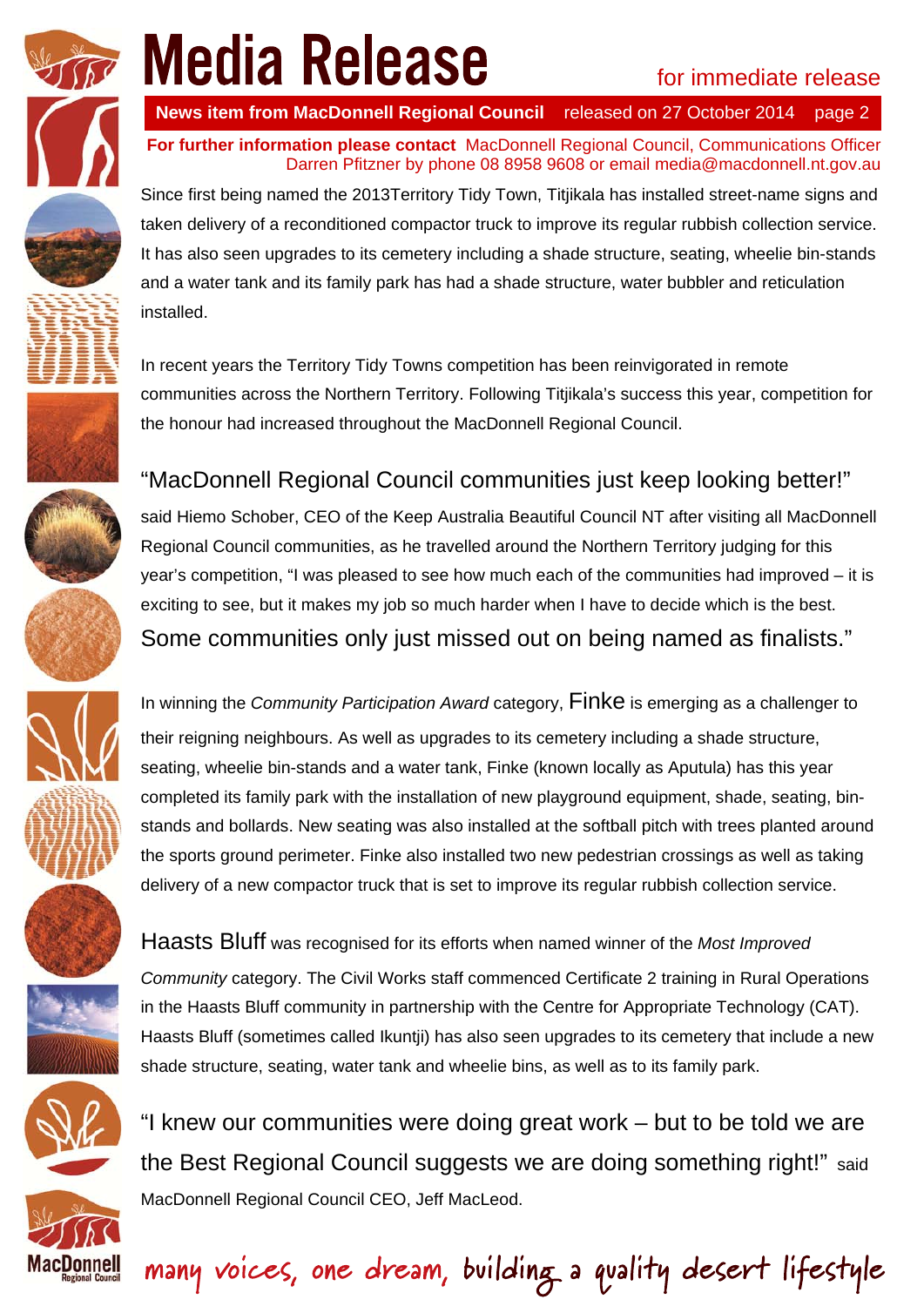// Media Release

for immediate release

**News item from MacDonnell Regional Council** released on 27 October 2014 page 2

**For further information please contact** MacDonnell Regional Council, Communications Officer Darren Pfitzner by phone 08 8958 9608 or email media@macdonnell.nt.gov.au

Since first being named the 2013Territory Tidy Town, Titjikala has installed street-name signs and taken delivery of a reconditioned compactor truck to improve its regular rubbish collection service. It has also seen upgrades to its cemetery including a shade structure, seating, wheelie bin-stands and a water tank and its family park has had a shade structure, water bubbler and reticulation installed.

In recent years the Territory Tidy Towns competition has been reinvigorated in remote communities across the Northern Territory. Following Titjikala's success this year, competition for the honour had increased throughout the MacDonnell Regional Council.

"MacDonnell Regional Council communities just keep looking better!" said Hiemo Schober, CEO of the Keep Australia Beautiful Council NT after visiting all MacDonnell Regional Council communities, as he travelled around the Northern Territory judging for this year's competition, "I was pleased to see how much each of the communities had improved – it is exciting to see, but it makes my job so much harder when I have to decide which is the best. Some communities only just missed out on being named as finalists."

In winning the *Community Participation Award* category, Finke is emerging as a challenger to their reigning neighbours. As well as upgrades to its cemetery including a shade structure, seating, wheelie bin-stands and a water tank, Finke (known locally as Aputula) has this year completed its family park with the installation of new playground equipment, shade, seating, bin-stands and bollards. New seating was also installed at the softball pitch with trees planted around the sports ground perimeter. Finke also installed two new pedestrian crossings as well as taking delivery of a new compactor truck that is set to improve its regular rubbish collection service.

Haasts Bluff was recognised for its efforts when named winner of the *Most Improved Community* category. The Civil Works staff commenced Certificate 2 training in Rural Operations in the Haasts Bluff community in partnership with the Centre for Appropriate Technology (CAT). Haasts Bluff (sometimes called Ikuntji) has also seen upgrades to its cemetery that include a new shade structure, seating, water tank and wheelie bins, as well as to its family park.

"I knew our communities were doing great work – but to be told we are the Best Regional Council suggests we are doing something right!" said MacDonnell Regional Council CEO, Jeff MacLeod.

MacDonnell Regional Council

many voices, one dream, building a quality desert lifestyle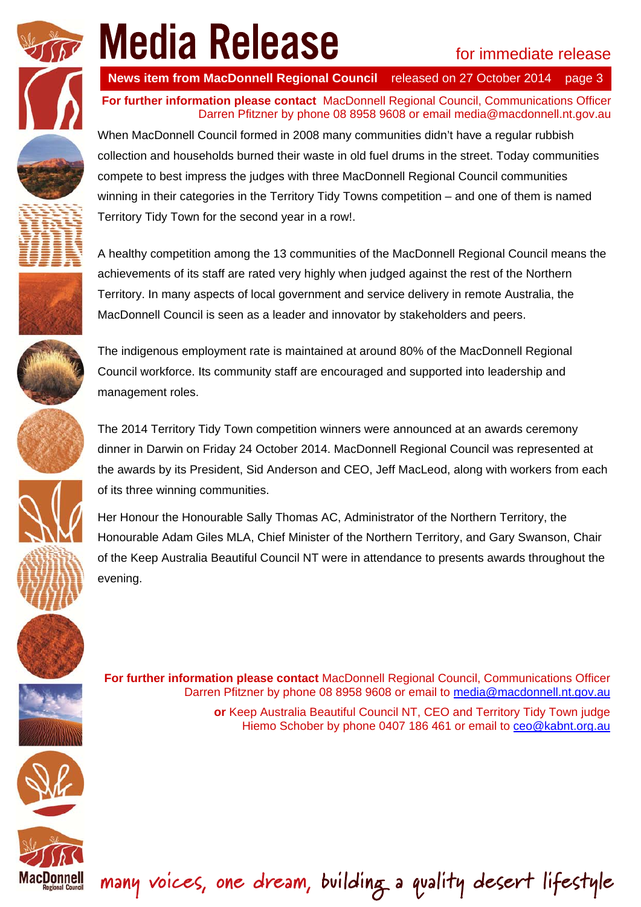# Media Release

for immediate release

**News item from MacDonnell Regional Council** released on 27 October 2014 page 3

**For further information please contact** MacDonnell Regional Council, Communications Officer Darren Pfitzner by phone 08 8958 9608 or email media@macdonnell.nt.gov.au

When MacDonnell Council formed in 2008 many communities didn't have a regular rubbish collection and households burned their waste in old fuel drums in the street. Today communities compete to best impress the judges with three MacDonnell Regional Council communities winning in their categories in the Territory Tidy Towns competition – and one of them is named Territory Tidy Town for the second year in a row!.

A healthy competition among the 13 communities of the MacDonnell Regional Council means the achievements of its staff are rated very highly when judged against the rest of the Northern Territory. In many aspects of local government and service delivery in remote Australia, the MacDonnell Council is seen as a leader and innovator by stakeholders and peers.

The indigenous employment rate is maintained at around 80% of the MacDonnell Regional Council workforce. Its community staff are encouraged and supported into leadership and management roles.

The 2014 Territory Tidy Town competition winners were announced at an awards ceremony dinner in Darwin on Friday 24 October 2014. MacDonnell Regional Council was represented at the awards by its President, Sid Anderson and CEO, Jeff MacLeod, along with workers from each of its three winning communities.

Her Honour the Honourable Sally Thomas AC, Administrator of the Northern Territory, the Honourable Adam Giles MLA, Chief Minister of the Northern Territory, and Gary Swanson, Chair of the Keep Australia Beautiful Council NT were in attendance to presents awards throughout the evening.

**For further information please contact** MacDonnell Regional Council, Communications Officer Darren Pfitzner by phone 08 8958 9608 or email to media@macdonnell.nt.gov.au

**or** Keep Australia Beautiful Council NT, CEO and Territory Tidy Town judge Hiemo Schober by phone 0407 186 461 or email to ceo@kabnt.org.au

MacDonnell Regional Council

many voices, one dream, building a quality desert lifestyle